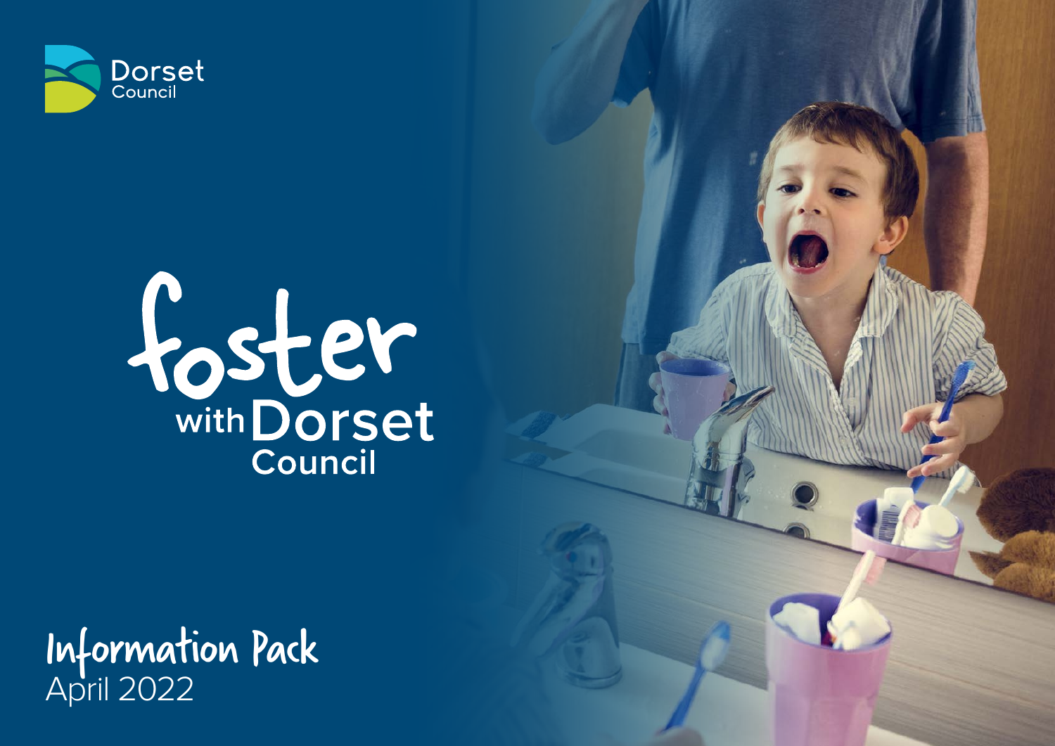Dorset Council

# foster with Dorset Council

## Information Pack

April 2022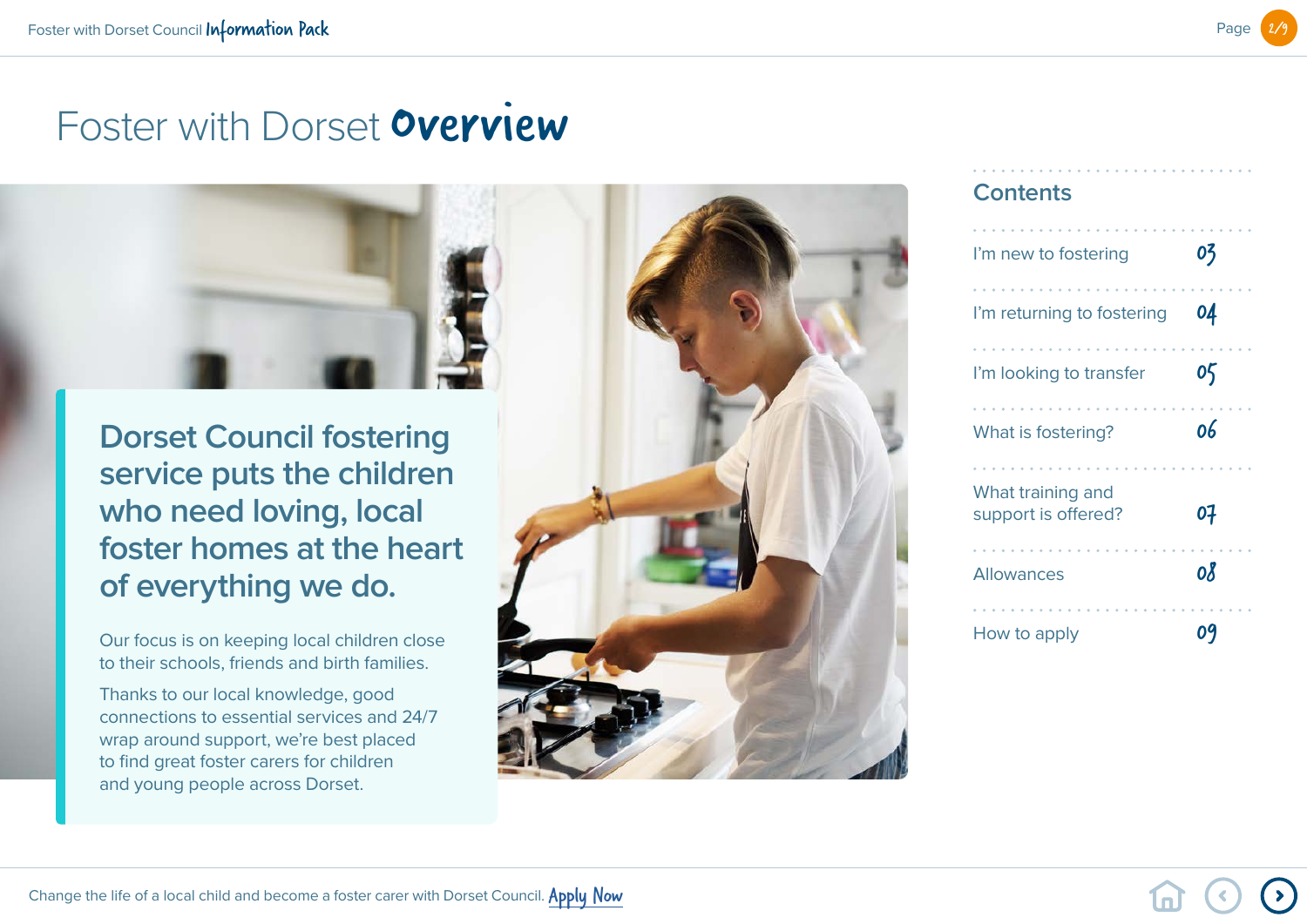# Foster with Dorset **Overview**

## Dorset Council fostering service puts the children who need loving, local foster homes at the heart of everything we do.

Our focus is on keeping local children close to their schools, friends and birth families.

Thanks to our local knowledge, good connections to essential services and 24/7 wrap around support, we're best placed to find great foster carers for children and young people across Dorset.

## Contents

| | |
|---|---|
| I'm new to fostering | 03 |
| I'm returning to fostering | 04 |
| I'm looking to transfer | 05 |
| What is fostering? | 06 |
| What training and support is offered? | 07 |
| Allowances | 08 |
| How to apply | 09 |

Change the life of a local child and become a foster carer with Dorset Council. Apply Now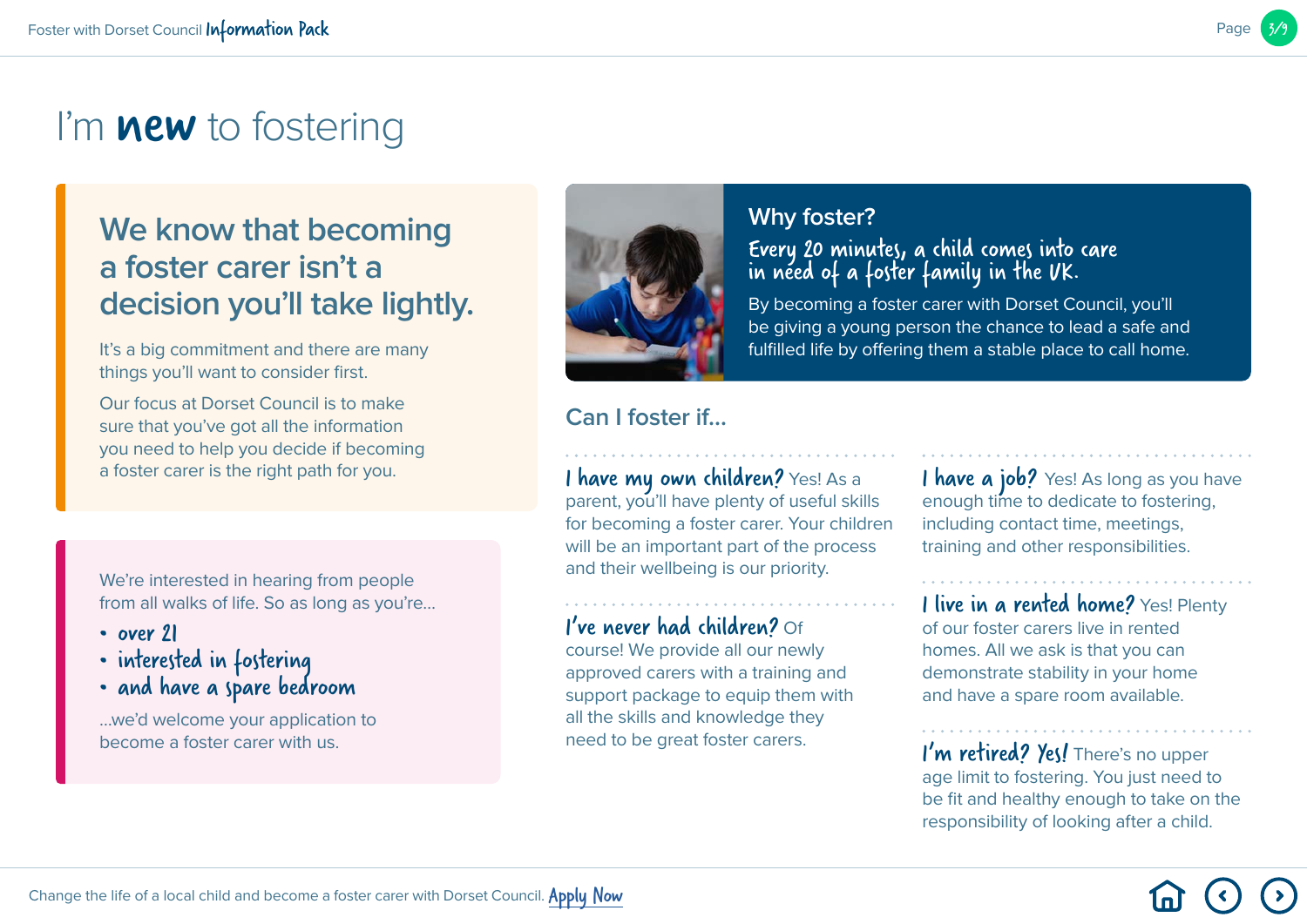# I'm **new** to fostering

## We know that becoming a foster carer isn't a decision you'll take lightly.

It's a big commitment and there are many things you'll want to consider first.

Our focus at Dorset Council is to make sure that you've got all the information you need to help you decide if becoming a foster carer is the right path for you.

We're interested in hearing from people from all walks of life. So as long as you're...

- over 21
- interested in fostering
- and have a spare bedroom

...we'd welcome your application to become a foster carer with us.

## Why foster?

*Every 20 minutes, a child comes into care in need of a foster family in the UK.*

By becoming a foster carer with Dorset Council, you'll be giving a young person the chance to lead a safe and fulfilled life by offering them a stable place to call home.

## Can I foster if...

**I have my own children?** Yes! As a parent, you'll have plenty of useful skills for becoming a foster carer. Your children will be an important part of the process and their wellbeing is our priority.

**I've never had children?** Of course! We provide all our newly approved carers with a training and support package to equip them with all the skills and knowledge they need to be great foster carers.

**I have a job?** Yes! As long as you have enough time to dedicate to fostering, including contact time, meetings, training and other responsibilities.

**I live in a rented home?** Yes! Plenty of our foster carers live in rented homes. All we ask is that you can demonstrate stability in your home and have a spare room available.

**I'm retired? Yes!** There's no upper age limit to fostering. You just need to be fit and healthy enough to take on the responsibility of looking after a child.

Change the life of a local child and become a foster carer with Dorset Council. Apply Now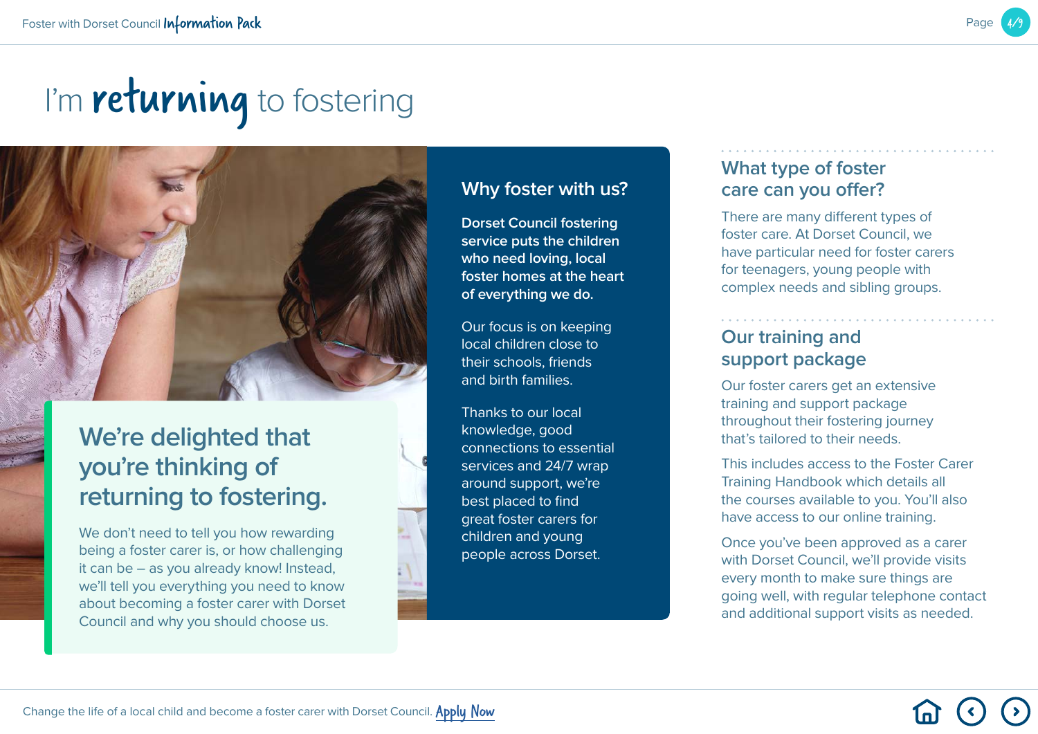# I'm returning to fostering

## We're delighted that you're thinking of returning to fostering.

We don't need to tell you how rewarding being a foster carer is, or how challenging it can be – as you already know! Instead, we'll tell you everything you need to know about becoming a foster carer with Dorset Council and why you should choose us.

## Why foster with us?

**Dorset Council fostering service puts the children who need loving, local foster homes at the heart of everything we do.**

Our focus is on keeping local children close to their schools, friends and birth families.

Thanks to our local knowledge, good connections to essential services and 24/7 wrap around support, we're best placed to find great foster carers for children and young people across Dorset.

## What type of foster care can you offer?

There are many different types of foster care. At Dorset Council, we have particular need for foster carers for teenagers, young people with complex needs and sibling groups.

## Our training and support package

Our foster carers get an extensive training and support package throughout their fostering journey that's tailored to their needs.

This includes access to the Foster Carer Training Handbook which details all the courses available to you. You'll also have access to our online training.

Once you've been approved as a carer with Dorset Council, we'll provide visits every month to make sure things are going well, with regular telephone contact and additional support visits as needed.

Change the life of a local child and become a foster carer with Dorset Council. Apply Now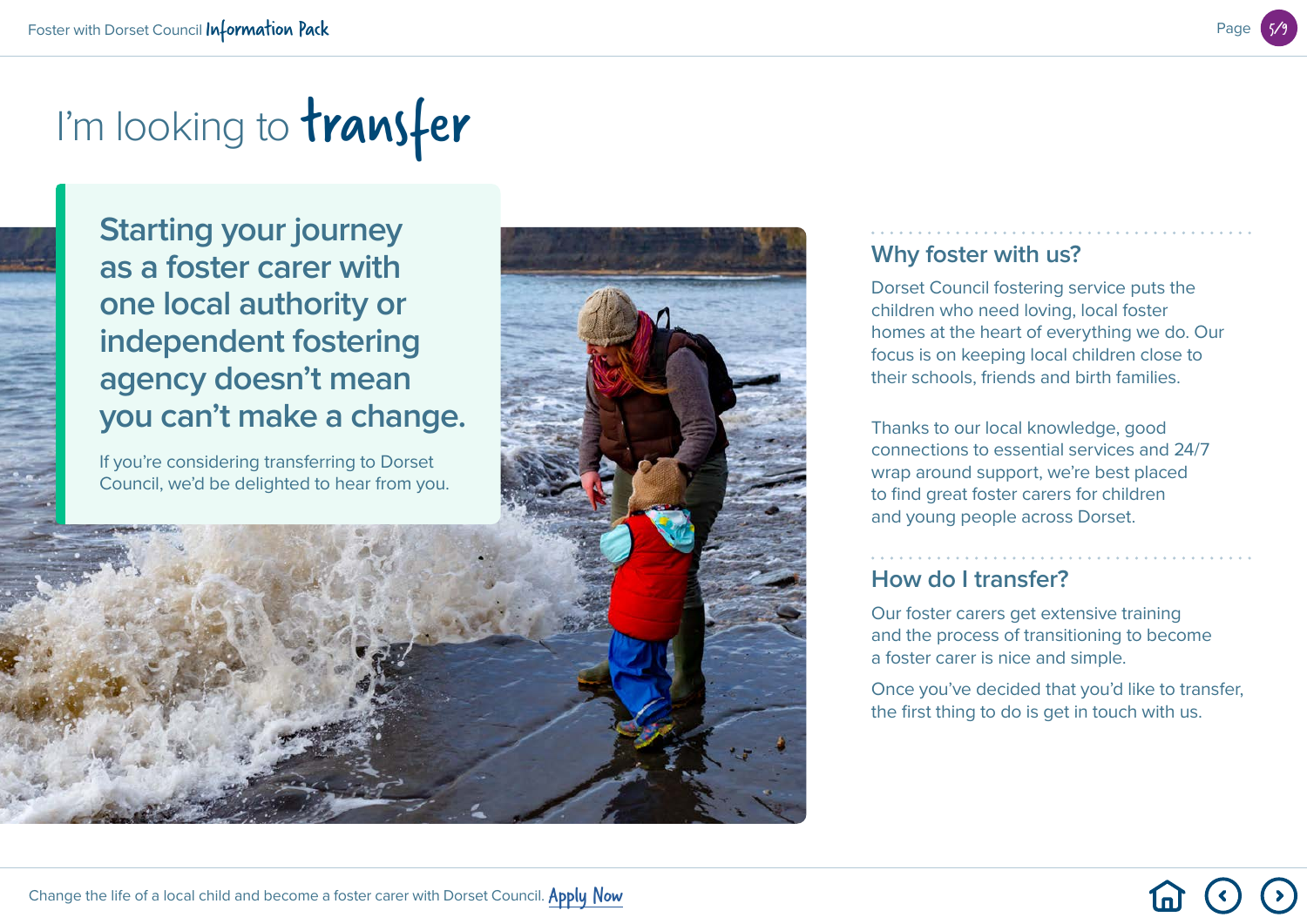# I'm looking to transfer

## Starting your journey as a foster carer with one local authority or independent fostering agency doesn't mean you can't make a change.

If you're considering transferring to Dorset Council, we'd be delighted to hear from you.

## Why foster with us?

Dorset Council fostering service puts the children who need loving, local foster homes at the heart of everything we do. Our focus is on keeping local children close to their schools, friends and birth families.

Thanks to our local knowledge, good connections to essential services and 24/7 wrap around support, we're best placed to find great foster carers for children and young people across Dorset.

## How do I transfer?

Our foster carers get extensive training and the process of transitioning to become a foster carer is nice and simple.

Once you've decided that you'd like to transfer, the first thing to do is get in touch with us.

Change the life of a local child and become a foster carer with Dorset Council. Apply Now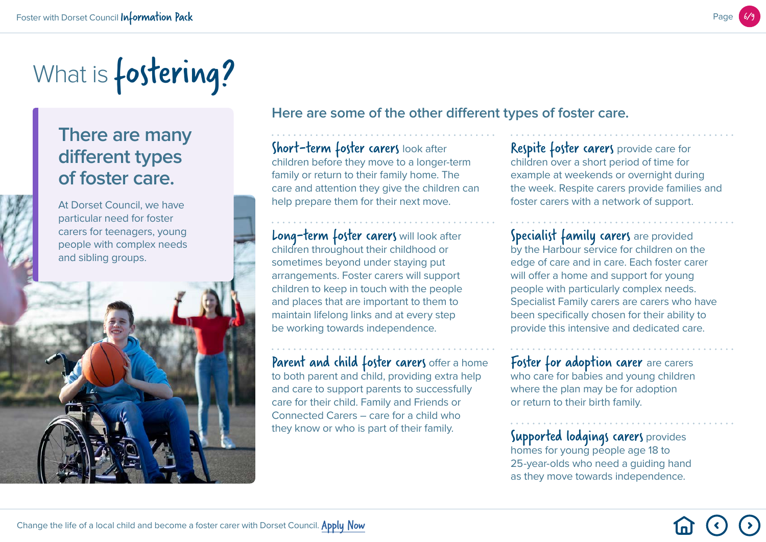# What is fostering?

## There are many different types of foster care.

At Dorset Council, we have particular need for foster carers for teenagers, young people with complex needs and sibling groups.

### Here are some of the other different types of foster care.

**Short-term foster carers** look after children before they move to a longer-term family or return to their family home. The care and attention they give the children can help prepare them for their next move.

**Long-term foster carers** will look after children throughout their childhood or sometimes beyond under staying put arrangements. Foster carers will support children to keep in touch with the people and places that are important to them to maintain lifelong links and at every step be working towards independence.

**Parent and child foster carers** offer a home to both parent and child, providing extra help and care to support parents to successfully care for their child. Family and Friends or Connected Carers – care for a child who they know or who is part of their family.

**Respite foster carers** provide care for children over a short period of time for example at weekends or overnight during the week. Respite carers provide families and foster carers with a network of support.

**Specialist family carers** are provided by the Harbour service for children on the edge of care and in care. Each foster carer will offer a home and support for young people with particularly complex needs. Specialist Family carers are carers who have been specifically chosen for their ability to provide this intensive and dedicated care.

**Foster for adoption carer** are carers who care for babies and young children where the plan may be for adoption or return to their birth family.

**Supported lodgings carers** provides homes for young people age 18 to 25-year-olds who need a guiding hand as they move towards independence.

Change the life of a local child and become a foster carer with Dorset Council. Apply Now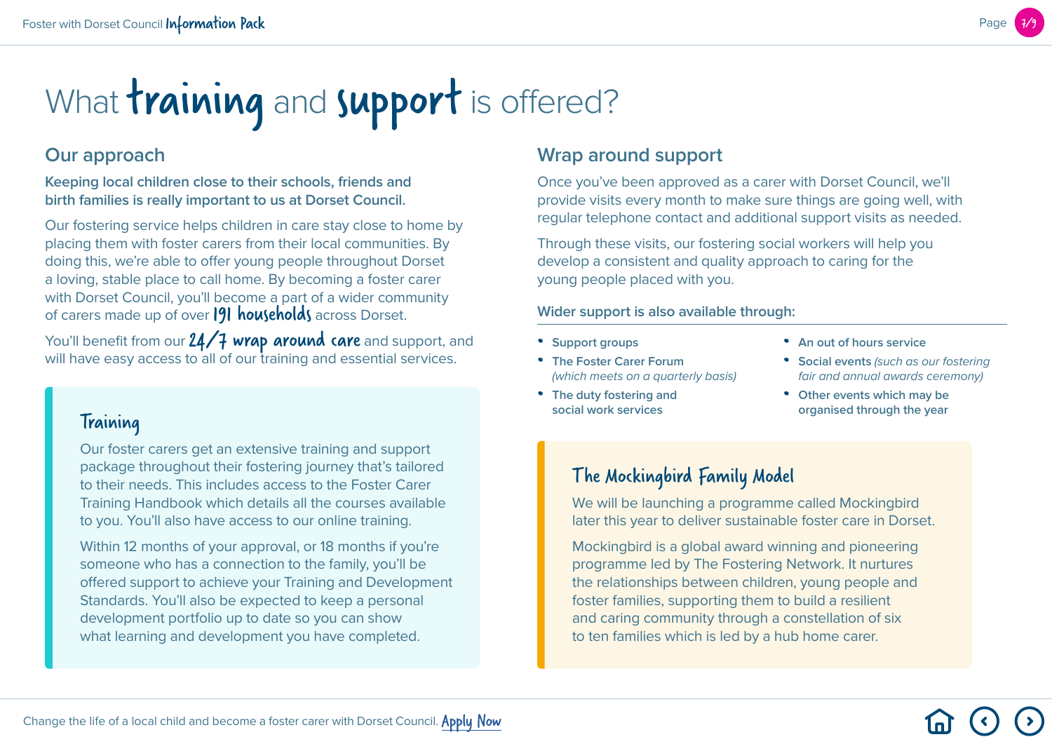# What training and support is offered?

## Our approach

**Keeping local children close to their schools, friends and birth families is really important to us at Dorset Council.**

Our fostering service helps children in care stay close to home by placing them with foster carers from their local communities. By doing this, we're able to offer young people throughout Dorset a loving, stable place to call home. By becoming a foster carer with Dorset Council, you'll become a part of a wider community of carers made up of over **191 households** across Dorset.

You'll benefit from our **24/7 wrap around care** and support, and will have easy access to all of our training and essential services.

### Training

Our foster carers get an extensive training and support package throughout their fostering journey that's tailored to their needs. This includes access to the Foster Carer Training Handbook which details all the courses available to you. You'll also have access to our online training.

Within 12 months of your approval, or 18 months if you're someone who has a connection to the family, you'll be offered support to achieve your Training and Development Standards. You'll also be expected to keep a personal development portfolio up to date so you can show what learning and development you have completed.

## Wrap around support

Once you've been approved as a carer with Dorset Council, we'll provide visits every month to make sure things are going well, with regular telephone contact and additional support visits as needed.

Through these visits, our fostering social workers will help you develop a consistent and quality approach to caring for the young people placed with you.

**Wider support is also available through:**

- **Support groups**
- **The Foster Carer Forum** *(which meets on a quarterly basis)*
- **The duty fostering and social work services**
- **An out of hours service**
- **Social events** *(such as our fostering fair and annual awards ceremony)*
- **Other events which may be organised through the year**

### The Mockingbird Family Model

We will be launching a programme called Mockingbird later this year to deliver sustainable foster care in Dorset.

Mockingbird is a global award winning and pioneering programme led by The Fostering Network. It nurtures the relationships between children, young people and foster families, supporting them to build a resilient and caring community through a constellation of six to ten families which is led by a hub home carer.

Change the life of a local child and become a foster carer with Dorset Council. Apply Now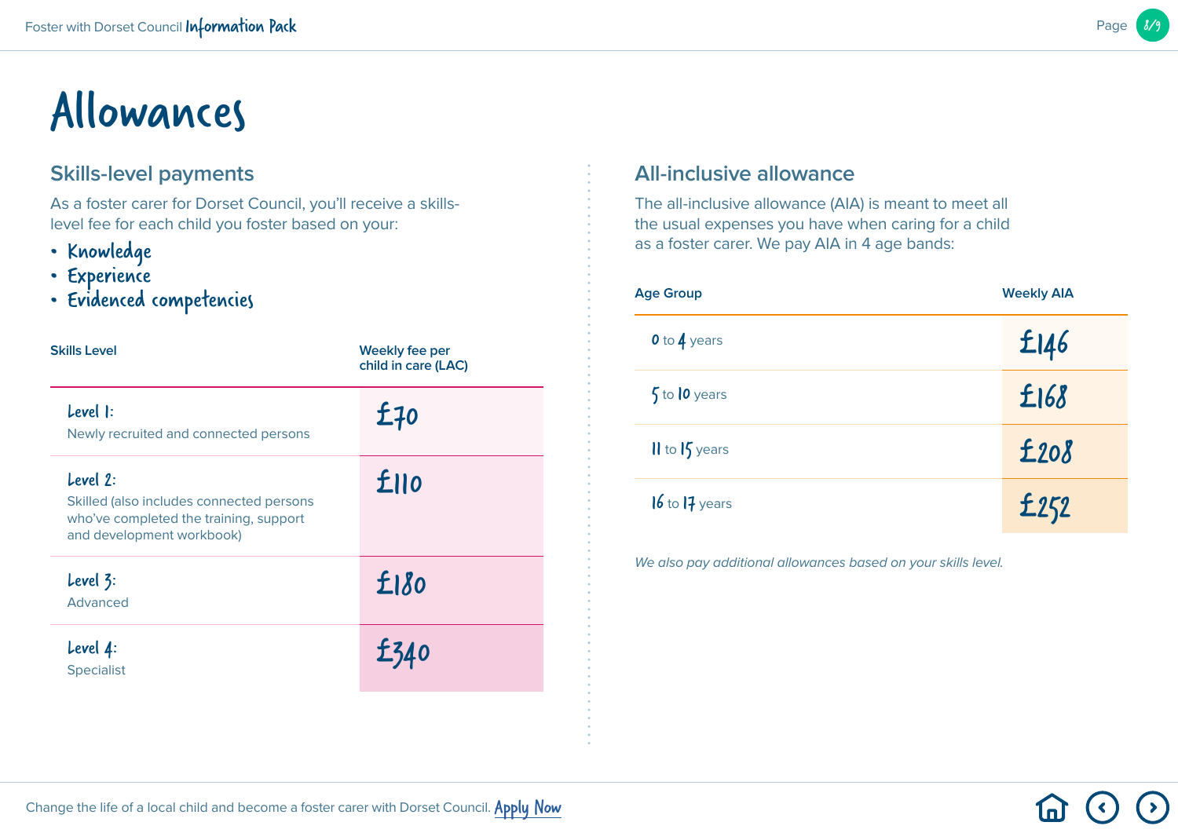# Allowances

## Skills-level payments

As a foster carer for Dorset Council, you'll receive a skills-level fee for each child you foster based on your:

- Knowledge
- Experience
- Evidenced competencies

| Skills Level | Weekly fee per child in care (LAC) |
|---|---|
| **Level 1:** Newly recruited and connected persons | £70 |
| **Level 2:** Skilled (also includes connected persons who've completed the training, support and development workbook) | £110 |
| **Level 3:** Advanced | £180 |
| **Level 4:** Specialist | £340 |

## All-inclusive allowance

The all-inclusive allowance (AIA) is meant to meet all the usual expenses you have when caring for a child as a foster carer. We pay AIA in 4 age bands:

| Age Group | Weekly AIA |
|---|---|
| 0 to 4 years | £146 |
| 5 to 10 years | £168 |
| 11 to 15 years | £208 |
| 16 to 17 years | £252 |

*We also pay additional allowances based on your skills level.*

Change the life of a local child and become a foster carer with Dorset Council. Apply Now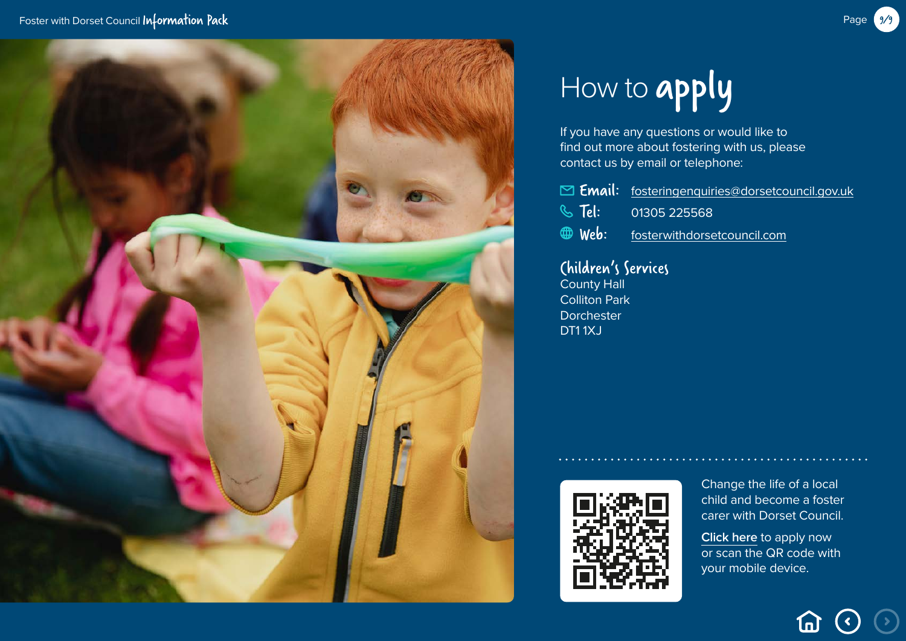# How to apply

If you have any questions or would like to find out more about fostering with us, please contact us by email or telephone:

**Email:** fosteringenquiries@dorsetcouncil.gov.uk
**Tel:** 01305 225568
**Web:** fosterwithdorsetcouncil.com

## Children's Services

County Hall
Colliton Park
Dorchester
DT1 1XJ

Change the life of a local child and become a foster carer with Dorset Council.

Click here to apply now or scan the QR code with your mobile device.